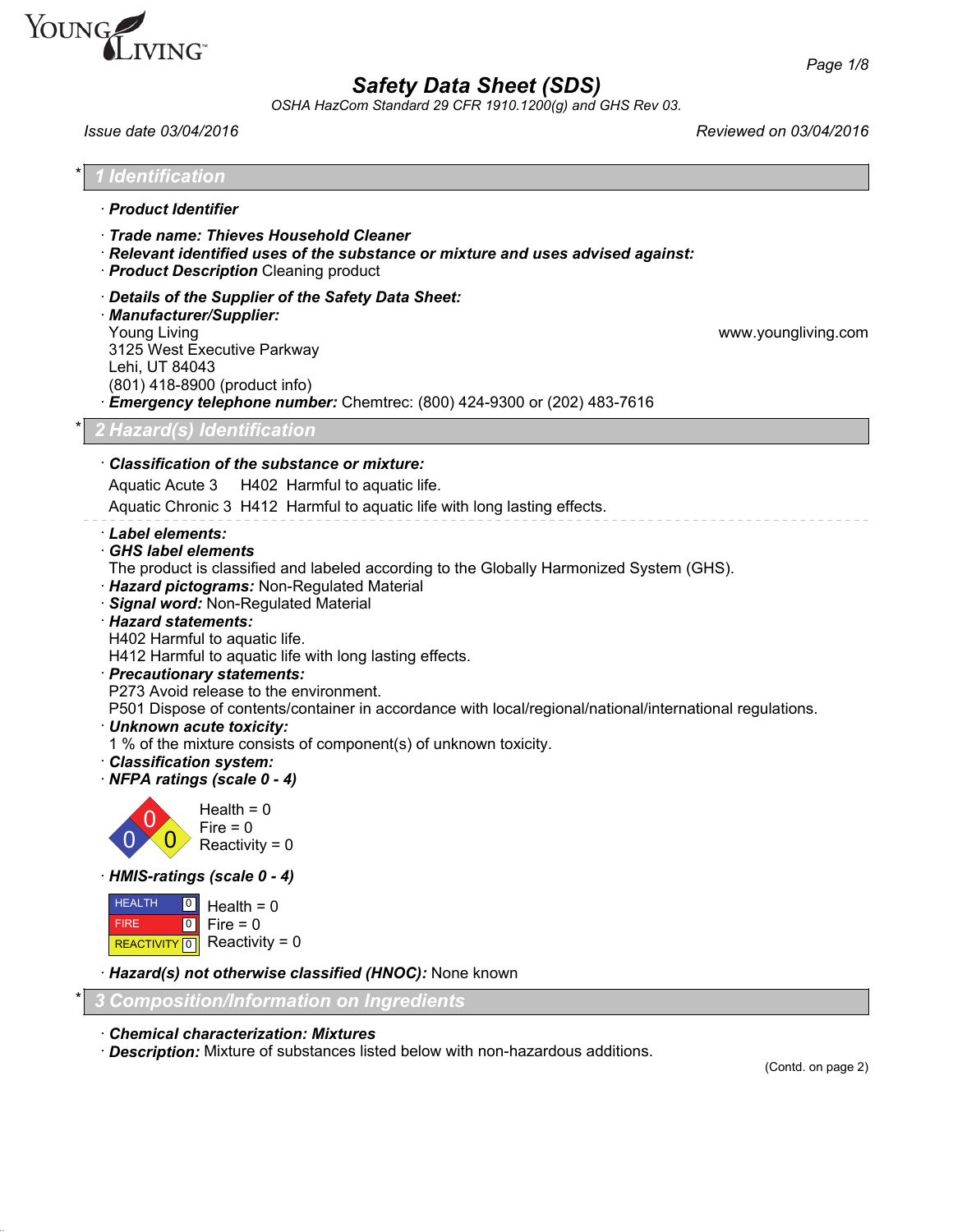YOUNG LIVING™

# Safety Data Sheet (SDS)

*OSHA HazCom Standard 29 CFR 1910.1200(g) and GHS Rev 03.*

*Issue date 03/04/2016* *Reviewed on 03/04/2016*

## * 1 Identification

· **Product Identifier**

· **Trade name: Thieves Household Cleaner**
· **Relevant identified uses of the substance or mixture and uses advised against:**
· **Product Description** Cleaning product

· **Details of the Supplier of the Safety Data Sheet:**
· **Manufacturer/Supplier:**
Young Living
3125 West Executive Parkway
Lehi, UT 84043
(801) 418-8900 (product info)
www.youngliving.com
· **Emergency telephone number:** Chemtrec: (800) 424-9300 or (202) 483-7616

## * 2 Hazard(s) Identification

· **Classification of the substance or mixture:**

Aquatic Acute 3 H402 Harmful to aquatic life.

Aquatic Chronic 3 H412 Harmful to aquatic life with long lasting effects.

· **Label elements:**
· **GHS label elements**
The product is classified and labeled according to the Globally Harmonized System (GHS).
· **Hazard pictograms:** Non-Regulated Material
· **Signal word:** Non-Regulated Material
· **Hazard statements:**
H402 Harmful to aquatic life.
H412 Harmful to aquatic life with long lasting effects.
· **Precautionary statements:**
P273 Avoid release to the environment.
P501 Dispose of contents/container in accordance with local/regional/national/international regulations.
· **Unknown acute toxicity:**
1 % of the mixture consists of component(s) of unknown toxicity.
· **Classification system:**
· **NFPA ratings (scale 0 - 4)**

Health = 0
Fire = 0
Reactivity = 0

· **HMIS-ratings (scale 0 - 4)**

| | | |
|---|---|---|
| HEALTH | 0 | Health = 0 |
| FIRE | 0 | Fire = 0 |
| REACTIVITY | 0 | Reactivity = 0 |

· **Hazard(s) not otherwise classified (HNOC):** None known

## * 3 Composition/Information on Ingredients

· **Chemical characterization: Mixtures**
· **Description:** Mixture of substances listed below with non-hazardous additions.

(Contd. on page 2)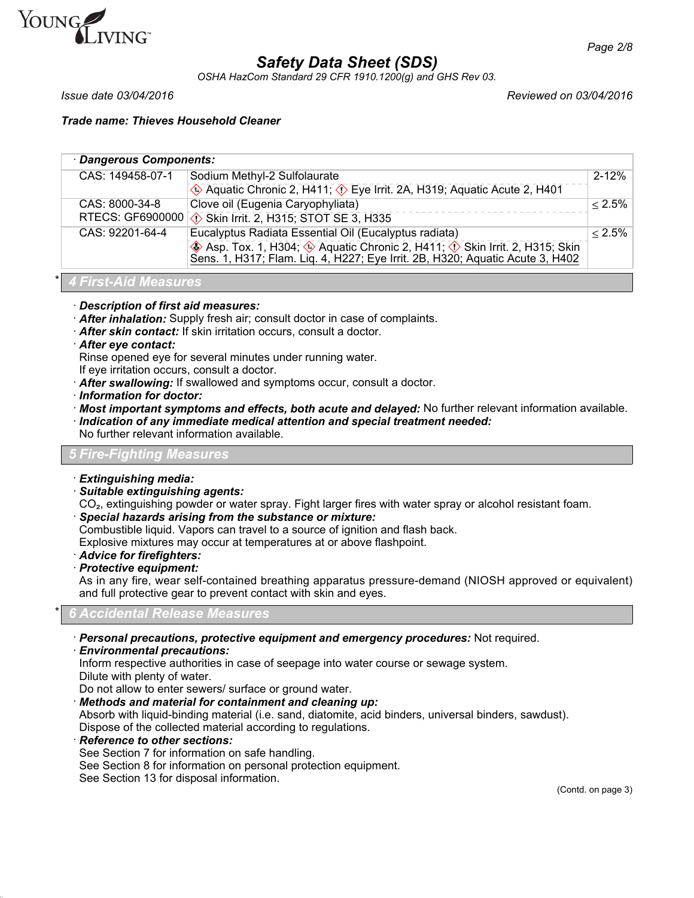**Trade name: Thieves Household Cleaner**

| · **Dangerous Components:** | | |
|---|---|---|
| CAS: 149458-07-1 | Sodium Methyl-2 Sulfolaurate<br>Aquatic Chronic 2, H411; Eye Irrit. 2A, H319; Aquatic Acute 2, H401 | 2-12% |
| CAS: 8000-34-8<br>RTECS: GF6900000 | Clove oil (Eugenia Caryophyliata)<br>Skin Irrit. 2, H315; STOT SE 3, H335 | ≤ 2.5% |
| CAS: 92201-64-4 | Eucalyptus Radiata Essential Oil (Eucalyptus radiata)<br>Asp. Tox. 1, H304; Aquatic Chronic 2, H411; Skin Irrit. 2, H315; Skin Sens. 1, H317; Flam. Liq. 4, H227; Eye Irrit. 2B, H320; Aquatic Acute 3, H402 | ≤ 2.5% |

## * 4 First-Aid Measures

· ***Description of first aid measures:***
· ***After inhalation:*** Supply fresh air; consult doctor in case of complaints.
· ***After skin contact:*** If skin irritation occurs, consult a doctor.
· ***After eye contact:***
Rinse opened eye for several minutes under running water.
If eye irritation occurs, consult a doctor.
· ***After swallowing:*** If swallowed and symptoms occur, consult a doctor.
· ***Information for doctor:***
· ***Most important symptoms and effects, both acute and delayed:*** No further relevant information available.
· ***Indication of any immediate medical attention and special treatment needed:***
No further relevant information available.

## 5 Fire-Fighting Measures

· ***Extinguishing media:***
· ***Suitable extinguishing agents:***
$CO_2$, extinguishing powder or water spray. Fight larger fires with water spray or alcohol resistant foam.
· ***Special hazards arising from the substance or mixture:***
Combustible liquid. Vapors can travel to a source of ignition and flash back.
Explosive mixtures may occur at temperatures at or above flashpoint.
· ***Advice for firefighters:***
· ***Protective equipment:***
As in any fire, wear self-contained breathing apparatus pressure-demand (NIOSH approved or equivalent) and full protective gear to prevent contact with skin and eyes.

## * 6 Accidental Release Measures

· ***Personal precautions, protective equipment and emergency procedures:*** Not required.
· ***Environmental precautions:***
Inform respective authorities in case of seepage into water course or sewage system.
Dilute with plenty of water.
Do not allow to enter sewers/ surface or ground water.
· ***Methods and material for containment and cleaning up:***
Absorb with liquid-binding material (i.e. sand, diatomite, acid binders, universal binders, sawdust).
Dispose of the collected material according to regulations.
· ***Reference to other sections:***
See Section 7 for information on safe handling.
See Section 8 for information on personal protection equipment.
See Section 13 for disposal information.

(Contd. on page 3)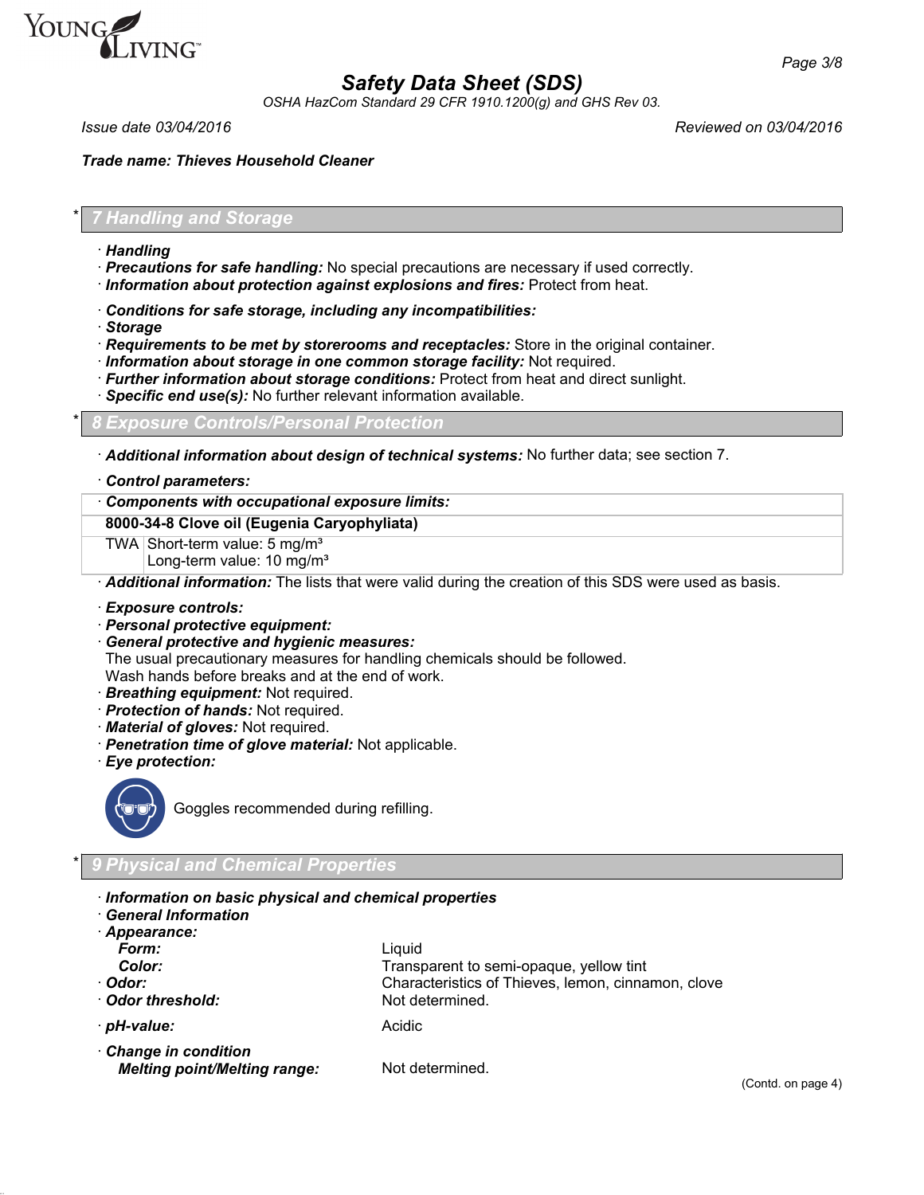## * 7 Handling and Storage

· **Handling**
· ***Precautions for safe handling:*** No special precautions are necessary if used correctly.
· ***Information about protection against explosions and fires:*** Protect from heat.

· ***Conditions for safe storage, including any incompatibilities:***
· ***Storage***
· ***Requirements to be met by storerooms and receptacles:*** Store in the original container.
· ***Information about storage in one common storage facility:*** Not required.
· ***Further information about storage conditions:*** Protect from heat and direct sunlight.
· ***Specific end use(s):*** No further relevant information available.

## * 8 Exposure Controls/Personal Protection

· ***Additional information about design of technical systems:*** No further data; see section 7.

· ***Control parameters:***

| · ***Components with occupational exposure limits:*** | |
|---|---|
| **8000-34-8 Clove oil (Eugenia Caryophyliata)** | |
| TWA | Short-term value: 5 mg/m³<br>Long-term value: 10 mg/m³ |

· ***Additional information:*** The lists that were valid during the creation of this SDS were used as basis.

· ***Exposure controls:***
· ***Personal protective equipment:***
· ***General protective and hygienic measures:***
The usual precautionary measures for handling chemicals should be followed.
Wash hands before breaks and at the end of work.
· ***Breathing equipment:*** Not required.
· ***Protection of hands:*** Not required.
· ***Material of gloves:*** Not required.
· ***Penetration time of glove material:*** Not applicable.
· ***Eye protection:***

Goggles recommended during refilling.

## * 9 Physical and Chemical Properties

· ***Information on basic physical and chemical properties***
· ***General Information***
· ***Appearance:***

| | |
|---|---|
| ***Form:*** | Liquid |
| ***Color:*** | Transparent to semi-opaque, yellow tint |
| · ***Odor:*** | Characteristics of Thieves, lemon, cinnamon, clove |
| · ***Odor threshold:*** | Not determined. |
| · ***pH-value:*** | Acidic |
| · ***Change in condition*** | |
| ***Melting point/Melting range:*** | Not determined. |

(Contd. on page 4)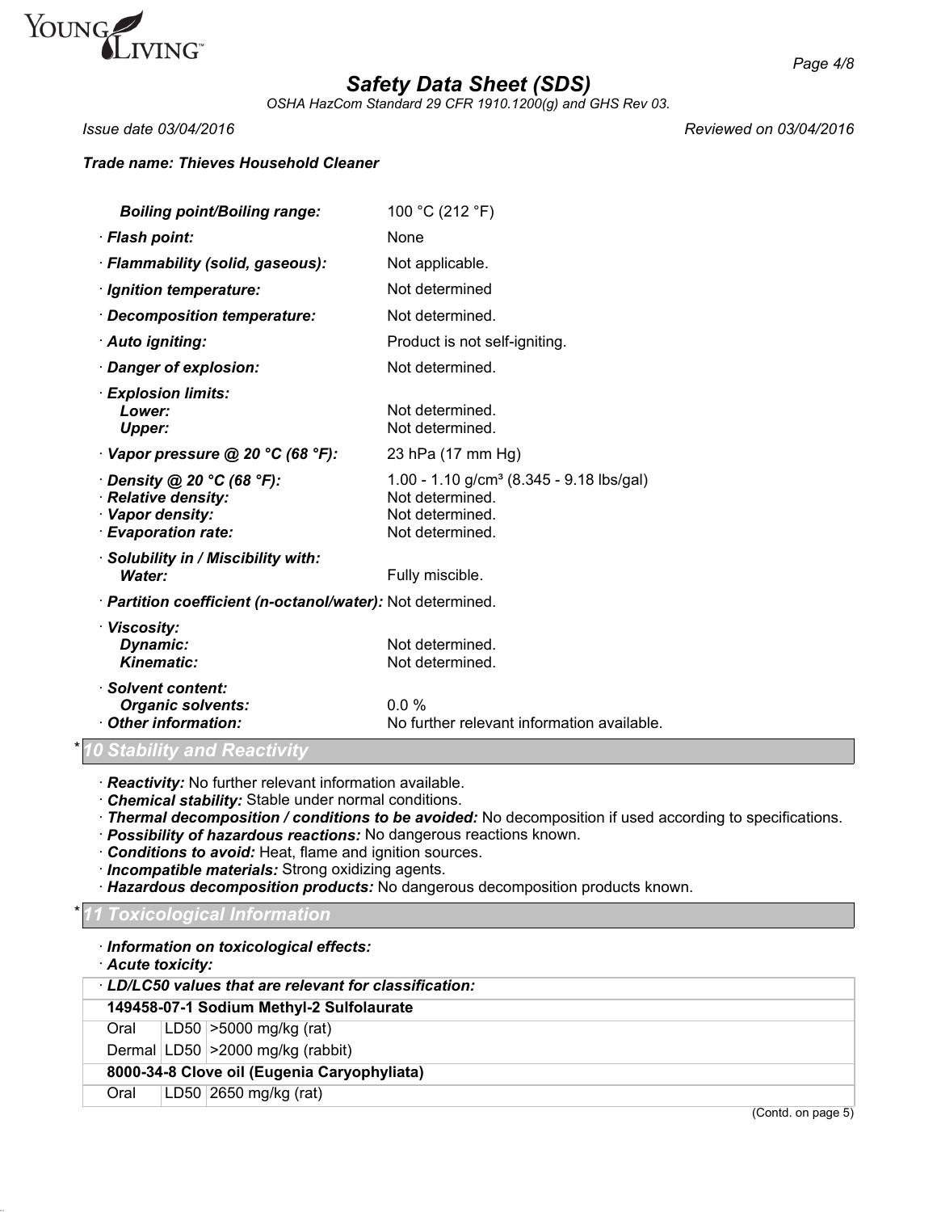**Trade name: Thieves Household Cleaner**

| | |
|---|---|
| ***Boiling point/Boiling range:*** | 100 °C (212 °F) |
| · ***Flash point:*** | None |
| · ***Flammability (solid, gaseous):*** | Not applicable. |
| · ***Ignition temperature:*** | Not determined |
| · ***Decomposition temperature:*** | Not determined. |
| · ***Auto igniting:*** | Product is not self-igniting. |
| · ***Danger of explosion:*** | Not determined. |
| · ***Explosion limits:*** | |
| ***Lower:*** | Not determined. |
| ***Upper:*** | Not determined. |
| · ***Vapor pressure @ 20 °C (68 °F):*** | 23 hPa (17 mm Hg) |
| · ***Density @ 20 °C (68 °F):*** | 1.00 - 1.10 g/cm³ (8.345 - 9.18 lbs/gal) |
| · ***Relative density:*** | Not determined. |
| · ***Vapor density:*** | Not determined. |
| · ***Evaporation rate:*** | Not determined. |
| · ***Solubility in / Miscibility with:*** | |
| ***Water:*** | Fully miscible. |
| · ***Partition coefficient (n-octanol/water):*** | Not determined. |
| · ***Viscosity:*** | |
| ***Dynamic:*** | Not determined. |
| ***Kinematic:*** | Not determined. |
| · ***Solvent content:*** | |
| ***Organic solvents:*** | 0.0 % |
| · ***Other information:*** | No further relevant information available. |

## * 10 Stability and Reactivity

- · ***Reactivity:*** No further relevant information available.
- · ***Chemical stability:*** Stable under normal conditions.
- · ***Thermal decomposition / conditions to be avoided:*** No decomposition if used according to specifications.
- · ***Possibility of hazardous reactions:*** No dangerous reactions known.
- · ***Conditions to avoid:*** Heat, flame and ignition sources.
- · ***Incompatible materials:*** Strong oxidizing agents.
- · ***Hazardous decomposition products:*** No dangerous decomposition products known.

## * 11 Toxicological Information

- · ***Information on toxicological effects:***
- · ***Acute toxicity:***

| · ***LD/LC50 values that are relevant for classification:*** | | |
|---|---|---|
| **149458-07-1 Sodium Methyl-2 Sulfolaurate** | | |
| Oral | LD50 | >5000 mg/kg (rat) |
| Dermal | LD50 | >2000 mg/kg (rabbit) |
| **8000-34-8 Clove oil (Eugenia Caryophyliata)** | | |
| Oral | LD50 | 2650 mg/kg (rat) |

(Contd. on page 5)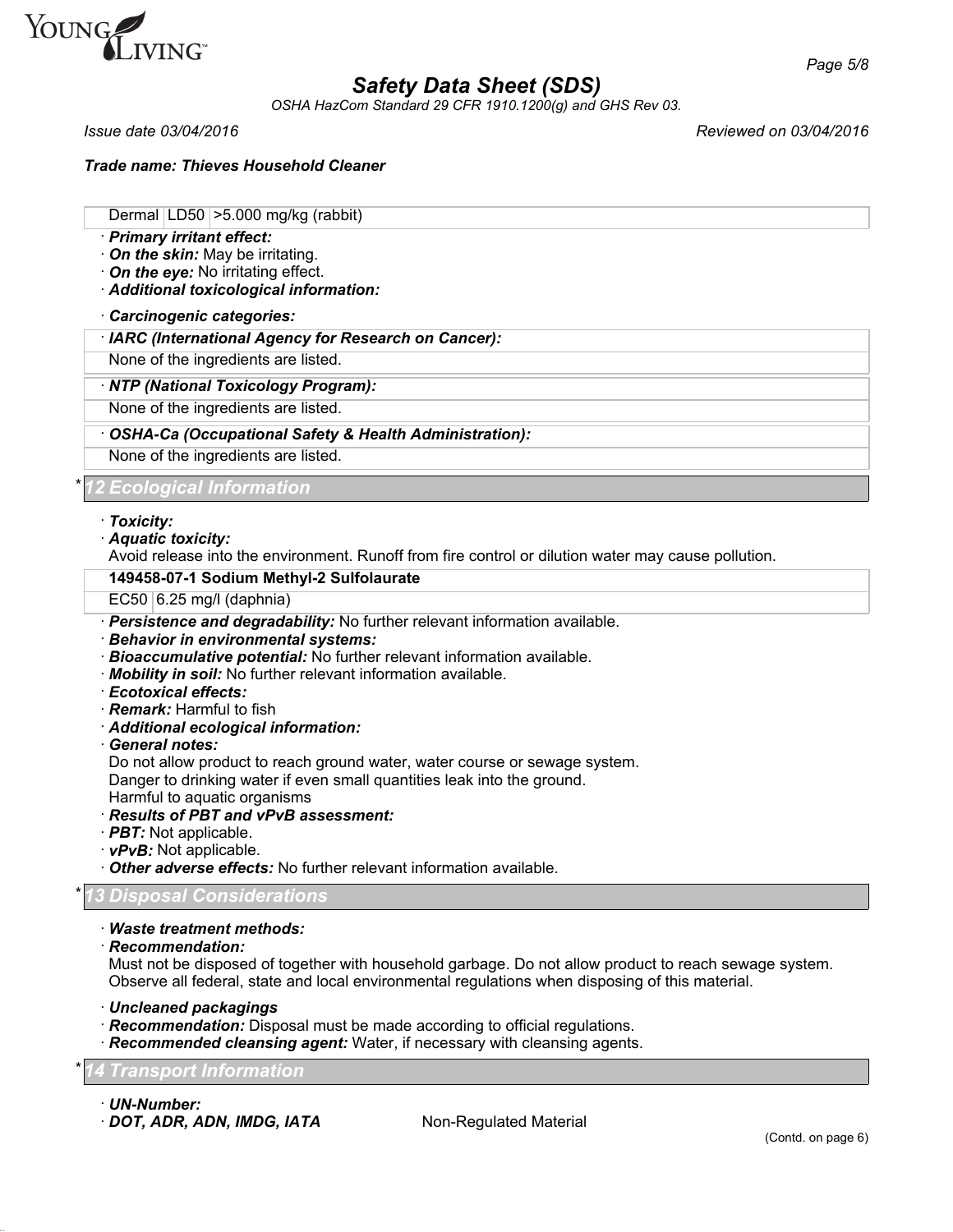| Dermal | LD50 | >5.000 mg/kg (rabbit) |
|---|---|---|

· ***Primary irritant effect:***
· ***On the skin:*** May be irritating.
· ***On the eye:*** No irritating effect.
· ***Additional toxicological information:***

· ***Carcinogenic categories:***

| · ***IARC (International Agency for Research on Cancer):*** |
|---|
| None of the ingredients are listed. |

| · ***NTP (National Toxicology Program):*** |
|---|
| None of the ingredients are listed. |

| · ***OSHA-Ca (Occupational Safety & Health Administration):*** |
|---|
| None of the ingredients are listed. |

## * 12 Ecological Information

· ***Toxicity:***
· ***Aquatic toxicity:***
Avoid release into the environment. Runoff from fire control or dilution water may cause pollution.

| **149458-07-1 Sodium Methyl-2 Sulfolaurate** | |
|---|---|
| EC50 | 6.25 mg/l (daphnia) |

· ***Persistence and degradability:*** No further relevant information available.
· ***Behavior in environmental systems:***
· ***Bioaccumulative potential:*** No further relevant information available.
· ***Mobility in soil:*** No further relevant information available.
· ***Ecotoxical effects:***
· ***Remark:*** Harmful to fish
· ***Additional ecological information:***
· ***General notes:***
Do not allow product to reach ground water, water course or sewage system.
Danger to drinking water if even small quantities leak into the ground.
Harmful to aquatic organisms
· ***Results of PBT and vPvB assessment:***
· ***PBT:*** Not applicable.
· ***vPvB:*** Not applicable.
· ***Other adverse effects:*** No further relevant information available.

## * 13 Disposal Considerations

· ***Waste treatment methods:***
· ***Recommendation:***
Must not be disposed of together with household garbage. Do not allow product to reach sewage system.
Observe all federal, state and local environmental regulations when disposing of this material.

· ***Uncleaned packagings***
· ***Recommendation:*** Disposal must be made according to official regulations.
· ***Recommended cleansing agent:*** Water, if necessary with cleansing agents.

## * 14 Transport Information

· ***UN-Number:***
· ***DOT, ADR, ADN, IMDG, IATA*** Non-Regulated Material

(Contd. on page 6)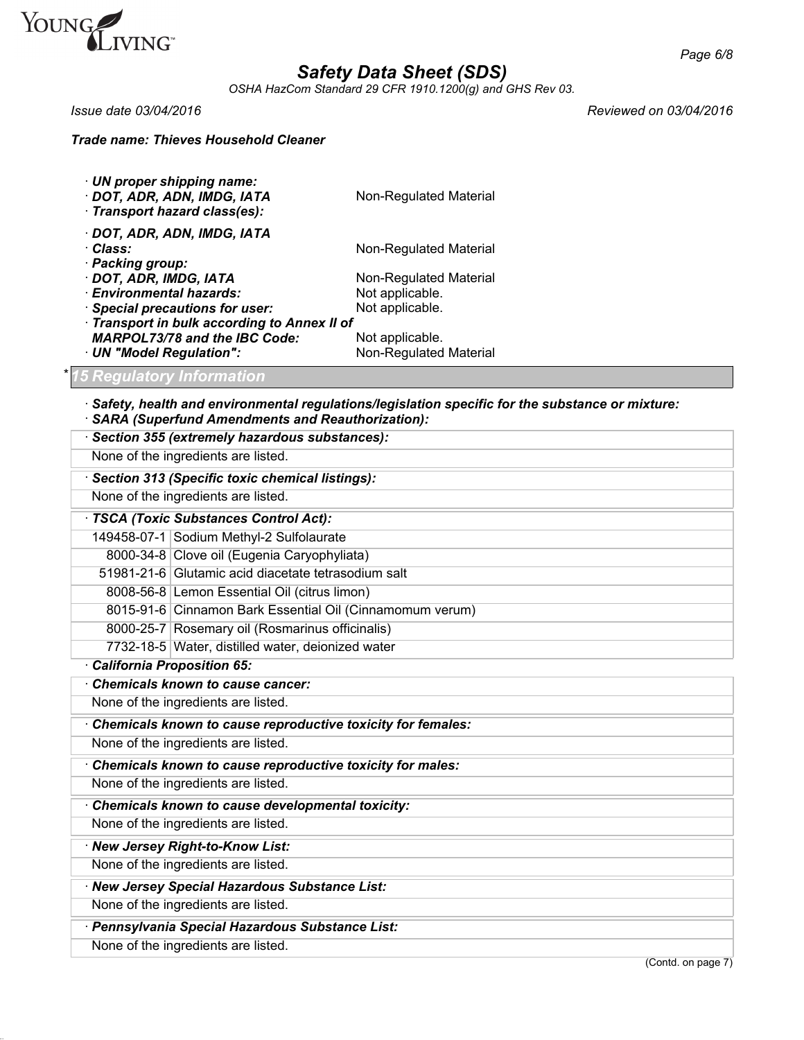*Safety Data Sheet (SDS)*

*OSHA HazCom Standard 29 CFR 1910.1200(g) and GHS Rev 03.*

*Issue date 03/04/2016* *Reviewed on 03/04/2016*

***Trade name: Thieves Household Cleaner***

· ***UN proper shipping name:***
· ***DOT, ADR, ADN, IMDG, IATA*** Non-Regulated Material
· ***Transport hazard class(es):***

· ***DOT, ADR, ADN, IMDG, IATA***
· ***Class:*** Non-Regulated Material
· ***Packing group:***
· ***DOT, ADR, IMDG, IATA*** Non-Regulated Material
· ***Environmental hazards:*** Not applicable.
· ***Special precautions for user:*** Not applicable.
· ***Transport in bulk according to Annex II of MARPOL73/78 and the IBC Code:*** Not applicable.
· ***UN "Model Regulation":*** Non-Regulated Material

## * 15 Regulatory Information

· ***Safety, health and environmental regulations/legislation specific for the substance or mixture:***
· ***SARA (Superfund Amendments and Reauthorization):***

· ***Section 355 (extremely hazardous substances):***

None of the ingredients are listed.

· ***Section 313 (Specific toxic chemical listings):***

None of the ingredients are listed.

· ***TSCA (Toxic Substances Control Act):***

| | |
|---|---|
| 149458-07-1 | Sodium Methyl-2 Sulfolaurate |
| 8000-34-8 | Clove oil (Eugenia Caryophyliata) |
| 51981-21-6 | Glutamic acid diacetate tetrasodium salt |
| 8008-56-8 | Lemon Essential Oil (citrus limon) |
| 8015-91-6 | Cinnamon Bark Essential Oil (Cinnamomum verum) |
| 8000-25-7 | Rosemary oil (Rosmarinus officinalis) |
| 7732-18-5 | Water, distilled water, deionized water |

· ***California Proposition 65:***

· ***Chemicals known to cause cancer:***

None of the ingredients are listed.

· ***Chemicals known to cause reproductive toxicity for females:***

None of the ingredients are listed.

· ***Chemicals known to cause reproductive toxicity for males:***

None of the ingredients are listed.

· ***Chemicals known to cause developmental toxicity:***

None of the ingredients are listed.

· ***New Jersey Right-to-Know List:***

None of the ingredients are listed.

· ***New Jersey Special Hazardous Substance List:***

None of the ingredients are listed.

· ***Pennsylvania Special Hazardous Substance List:***

None of the ingredients are listed.

(Contd. on page 7)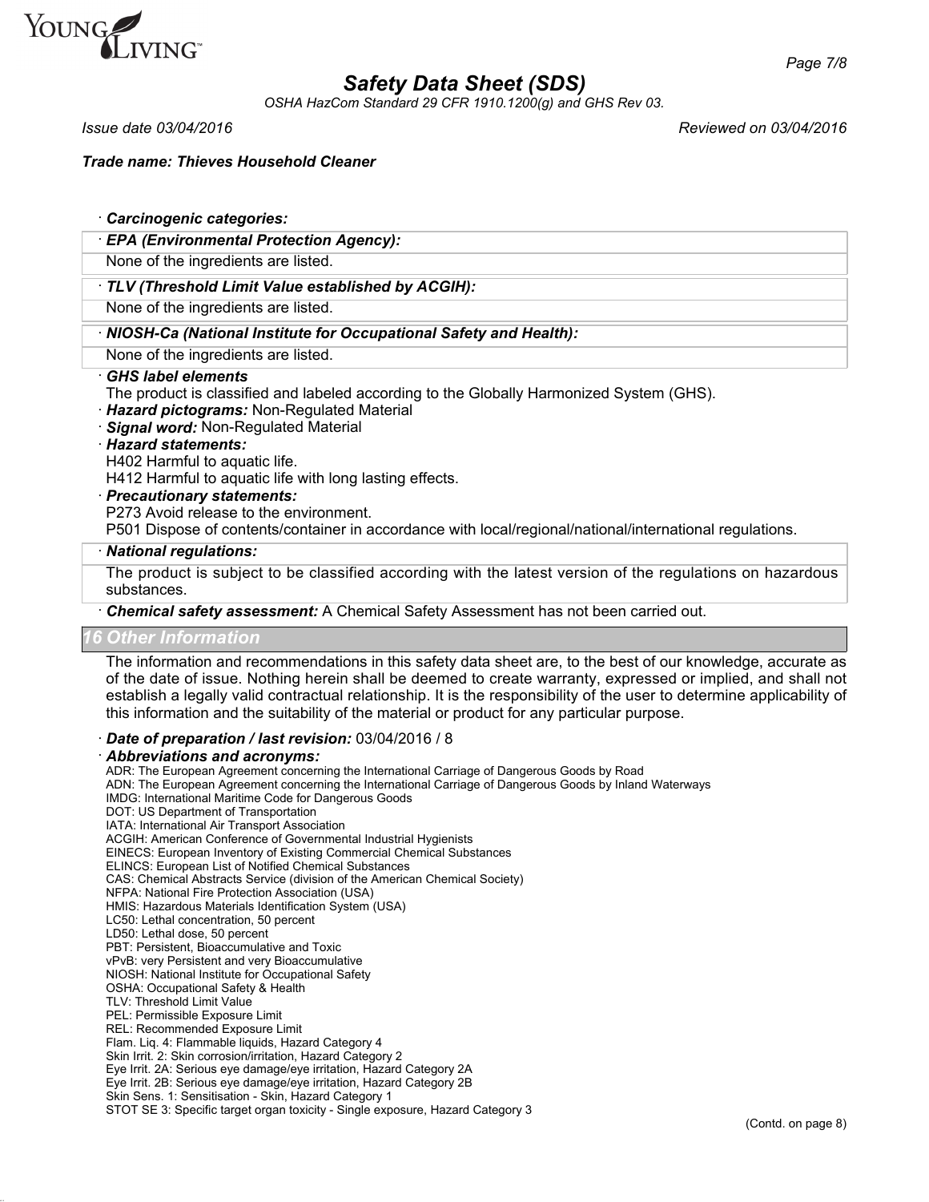· ***Carcinogenic categories:***

· ***EPA (Environmental Protection Agency):***

None of the ingredients are listed.

· ***TLV (Threshold Limit Value established by ACGIH):***

None of the ingredients are listed.

· ***NIOSH-Ca (National Institute for Occupational Safety and Health):***

None of the ingredients are listed.

· ***GHS label elements***

The product is classified and labeled according to the Globally Harmonized System (GHS).

· ***Hazard pictograms:*** Non-Regulated Material

· ***Signal word:*** Non-Regulated Material

· ***Hazard statements:***

H402 Harmful to aquatic life.

H412 Harmful to aquatic life with long lasting effects.

· ***Precautionary statements:***

P273 Avoid release to the environment.

P501 Dispose of contents/container in accordance with local/regional/national/international regulations.

· ***National regulations:***

The product is subject to be classified according with the latest version of the regulations on hazardous substances.

· ***Chemical safety assessment:*** A Chemical Safety Assessment has not been carried out.

## 16 Other Information

The information and recommendations in this safety data sheet are, to the best of our knowledge, accurate as of the date of issue. Nothing herein shall be deemed to create warranty, expressed or implied, and shall not establish a legally valid contractual relationship. It is the responsibility of the user to determine applicability of this information and the suitability of the material or product for any particular purpose.

· ***Date of preparation / last revision:*** 03/04/2016 / 8

· ***Abbreviations and acronyms:***

ADR: The European Agreement concerning the International Carriage of Dangerous Goods by Road
ADN: The European Agreement concerning the International Carriage of Dangerous Goods by Inland Waterways
IMDG: International Maritime Code for Dangerous Goods
DOT: US Department of Transportation
IATA: International Air Transport Association
ACGIH: American Conference of Governmental Industrial Hygienists
EINECS: European Inventory of Existing Commercial Chemical Substances
ELINCS: European List of Notified Chemical Substances
CAS: Chemical Abstracts Service (division of the American Chemical Society)
NFPA: National Fire Protection Association (USA)
HMIS: Hazardous Materials Identification System (USA)
LC50: Lethal concentration, 50 percent
LD50: Lethal dose, 50 percent
PBT: Persistent, Bioaccumulative and Toxic
vPvB: very Persistent and very Bioaccumulative
NIOSH: National Institute for Occupational Safety
OSHA: Occupational Safety & Health
TLV: Threshold Limit Value
PEL: Permissible Exposure Limit
REL: Recommended Exposure Limit
Flam. Liq. 4: Flammable liquids, Hazard Category 4
Skin Irrit. 2: Skin corrosion/irritation, Hazard Category 2
Eye Irrit. 2A: Serious eye damage/eye irritation, Hazard Category 2A
Eye Irrit. 2B: Serious eye damage/eye irritation, Hazard Category 2B
Skin Sens. 1: Sensitisation - Skin, Hazard Category 1
STOT SE 3: Specific target organ toxicity - Single exposure, Hazard Category 3

(Contd. on page 8)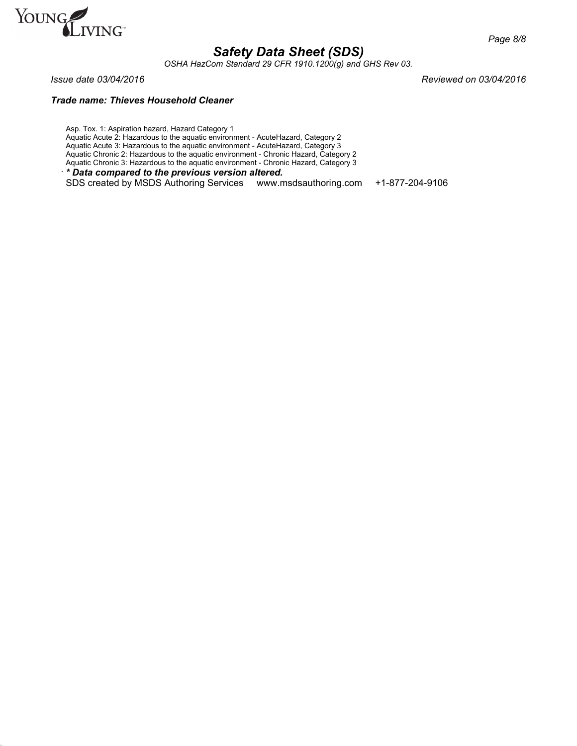Asp. Tox. 1: Aspiration hazard, Hazard Category 1
Aquatic Acute 2: Hazardous to the aquatic environment - AcuteHazard, Category 2
Aquatic Acute 3: Hazardous to the aquatic environment - AcuteHazard, Category 3
Aquatic Chronic 2: Hazardous to the aquatic environment - Chronic Hazard, Category 2
Aquatic Chronic 3: Hazardous to the aquatic environment - Chronic Hazard, Category 3

· ***\* Data compared to the previous version altered.***

SDS created by MSDS Authoring Services www.msdsauthoring.com +1-877-204-9106